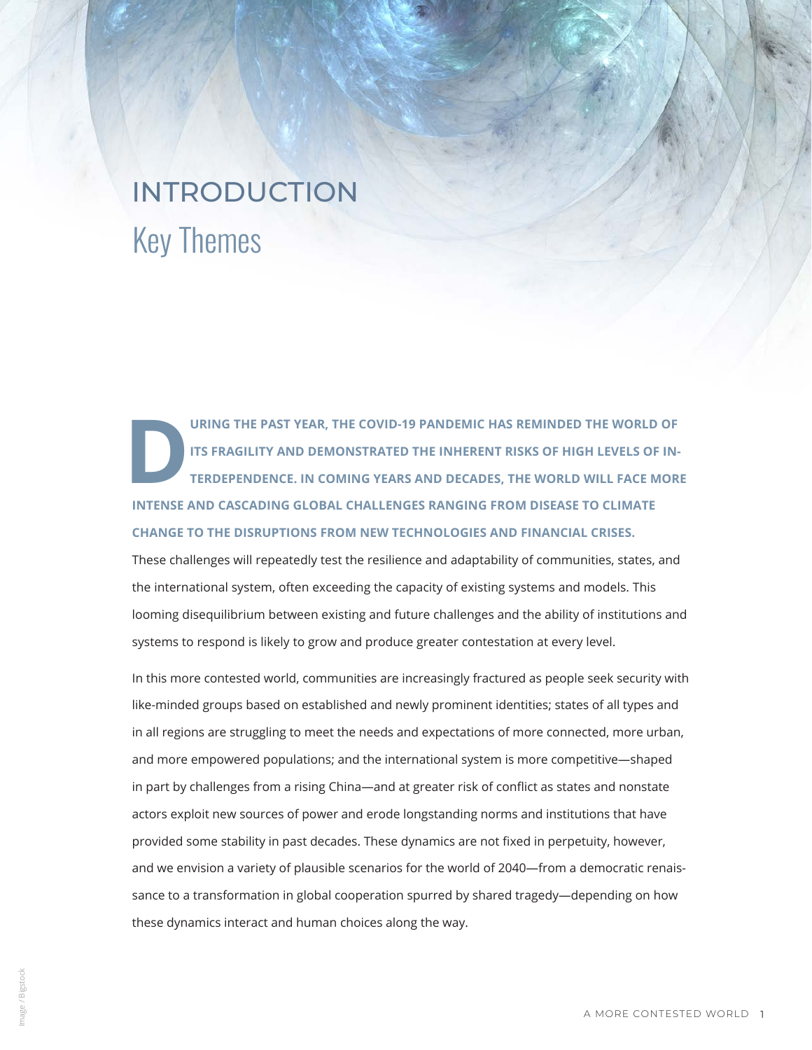# INTRODUCTION
## Key Themes

**DURING THE PAST YEAR, THE COVID-19 PANDEMIC HAS REMINDED THE WORLD OF ITS FRAGILITY AND DEMONSTRATED THE INHERENT RISKS OF HIGH LEVELS OF INTERDEPENDENCE. IN COMING YEARS AND DECADES, THE WORLD WILL FACE MORE INTENSE AND CASCADING GLOBAL CHALLENGES RANGING FROM DISEASE TO CLIMATE CHANGE TO THE DISRUPTIONS FROM NEW TECHNOLOGIES AND FINANCIAL CRISES.**

These challenges will repeatedly test the resilience and adaptability of communities, states, and the international system, often exceeding the capacity of existing systems and models. This looming disequilibrium between existing and future challenges and the ability of institutions and systems to respond is likely to grow and produce greater contestation at every level.

In this more contested world, communities are increasingly fractured as people seek security with like-minded groups based on established and newly prominent identities; states of all types and in all regions are struggling to meet the needs and expectations of more connected, more urban, and more empowered populations; and the international system is more competitive—shaped in part by challenges from a rising China—and at greater risk of conflict as states and nonstate actors exploit new sources of power and erode longstanding norms and institutions that have provided some stability in past decades. These dynamics are not fixed in perpetuity, however, and we envision a variety of plausible scenarios for the world of 2040—from a democratic renaissance to a transformation in global cooperation spurred by shared tragedy—depending on how these dynamics interact and human choices along the way.

Image / Bigstock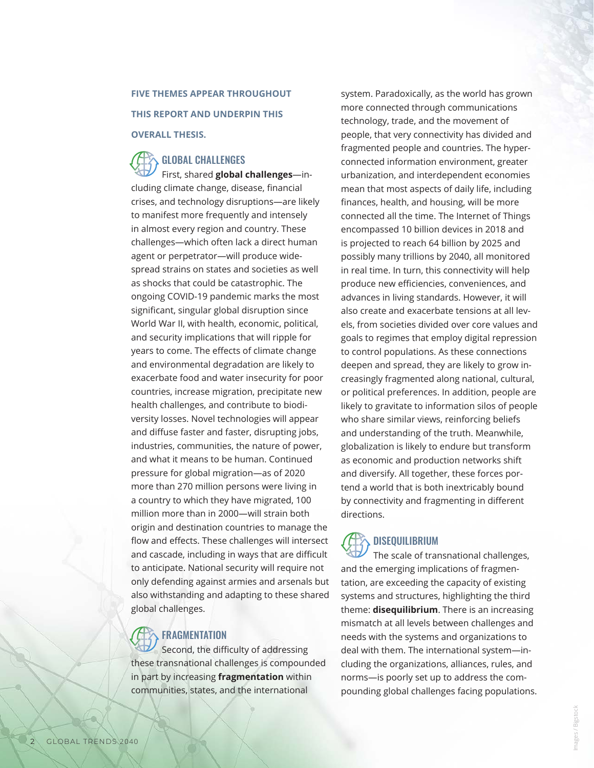**FIVE THEMES APPEAR THROUGHOUT THIS REPORT AND UNDERPIN THIS OVERALL THESIS.**

## GLOBAL CHALLENGES

First, shared **global challenges**—including climate change, disease, financial crises, and technology disruptions—are likely to manifest more frequently and intensely in almost every region and country. These challenges—which often lack a direct human agent or perpetrator—will produce widespread strains on states and societies as well as shocks that could be catastrophic. The ongoing COVID-19 pandemic marks the most significant, singular global disruption since World War II, with health, economic, political, and security implications that will ripple for years to come. The effects of climate change and environmental degradation are likely to exacerbate food and water insecurity for poor countries, increase migration, precipitate new health challenges, and contribute to biodiversity losses. Novel technologies will appear and diffuse faster and faster, disrupting jobs, industries, communities, the nature of power, and what it means to be human. Continued pressure for global migration—as of 2020 more than 270 million persons were living in a country to which they have migrated, 100 million more than in 2000—will strain both origin and destination countries to manage the flow and effects. These challenges will intersect and cascade, including in ways that are difficult to anticipate. National security will require not only defending against armies and arsenals but also withstanding and adapting to these shared global challenges.

## FRAGMENTATION

Second, the difficulty of addressing these transnational challenges is compounded in part by increasing **fragmentation** within communities, states, and the international system. Paradoxically, as the world has grown more connected through communications technology, trade, and the movement of people, that very connectivity has divided and fragmented people and countries. The hyperconnected information environment, greater urbanization, and interdependent economies mean that most aspects of daily life, including finances, health, and housing, will be more connected all the time. The Internet of Things encompassed 10 billion devices in 2018 and is projected to reach 64 billion by 2025 and possibly many trillions by 2040, all monitored in real time. In turn, this connectivity will help produce new efficiencies, conveniences, and advances in living standards. However, it will also create and exacerbate tensions at all levels, from societies divided over core values and goals to regimes that employ digital repression to control populations. As these connections deepen and spread, they are likely to grow increasingly fragmented along national, cultural, or political preferences. In addition, people are likely to gravitate to information silos of people who share similar views, reinforcing beliefs and understanding of the truth. Meanwhile, globalization is likely to endure but transform as economic and production networks shift and diversify. All together, these forces portend a world that is both inextricably bound by connectivity and fragmenting in different directions.

## DISEQUILIBRIUM

The scale of transnational challenges, and the emerging implications of fragmentation, are exceeding the capacity of existing systems and structures, highlighting the third theme: **disequilibrium**. There is an increasing mismatch at all levels between challenges and needs with the systems and organizations to deal with them. The international system—including the organizations, alliances, rules, and norms—is poorly set up to address the compounding global challenges facing populations.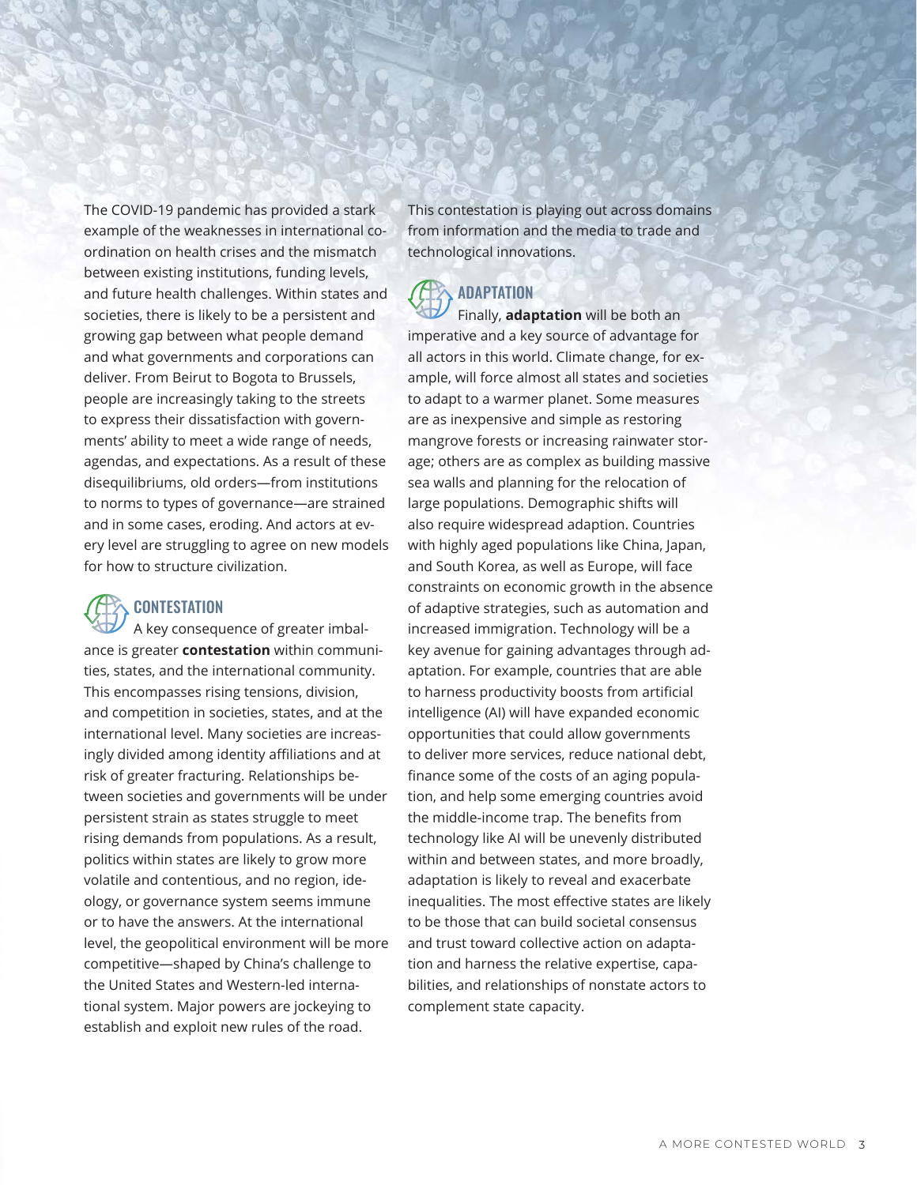The COVID-19 pandemic has provided a stark example of the weaknesses in international coordination on health crises and the mismatch between existing institutions, funding levels, and future health challenges. Within states and societies, there is likely to be a persistent and growing gap between what people demand and what governments and corporations can deliver. From Beirut to Bogota to Brussels, people are increasingly taking to the streets to express their dissatisfaction with governments' ability to meet a wide range of needs, agendas, and expectations. As a result of these disequilibriums, old orders—from institutions to norms to types of governance—are strained and in some cases, eroding. And actors at every level are struggling to agree on new models for how to structure civilization.

## CONTESTATION

A key consequence of greater imbalance is greater **contestation** within communities, states, and the international community. This encompasses rising tensions, division, and competition in societies, states, and at the international level. Many societies are increasingly divided among identity affiliations and at risk of greater fracturing. Relationships between societies and governments will be under persistent strain as states struggle to meet rising demands from populations. As a result, politics within states are likely to grow more volatile and contentious, and no region, ideology, or governance system seems immune or to have the answers. At the international level, the geopolitical environment will be more competitive—shaped by China's challenge to the United States and Western-led international system. Major powers are jockeying to establish and exploit new rules of the road. This contestation is playing out across domains from information and the media to trade and technological innovations.

## ADAPTATION

Finally, **adaptation** will be both an imperative and a key source of advantage for all actors in this world. Climate change, for example, will force almost all states and societies to adapt to a warmer planet. Some measures are as inexpensive and simple as restoring mangrove forests or increasing rainwater storage; others are as complex as building massive sea walls and planning for the relocation of large populations. Demographic shifts will also require widespread adaption. Countries with highly aged populations like China, Japan, and South Korea, as well as Europe, will face constraints on economic growth in the absence of adaptive strategies, such as automation and increased immigration. Technology will be a key avenue for gaining advantages through adaptation. For example, countries that are able to harness productivity boosts from artificial intelligence (AI) will have expanded economic opportunities that could allow governments to deliver more services, reduce national debt, finance some of the costs of an aging population, and help some emerging countries avoid the middle-income trap. The benefits from technology like AI will be unevenly distributed within and between states, and more broadly, adaptation is likely to reveal and exacerbate inequalities. The most effective states are likely to be those that can build societal consensus and trust toward collective action on adaptation and harness the relative expertise, capabilities, and relationships of nonstate actors to complement state capacity.